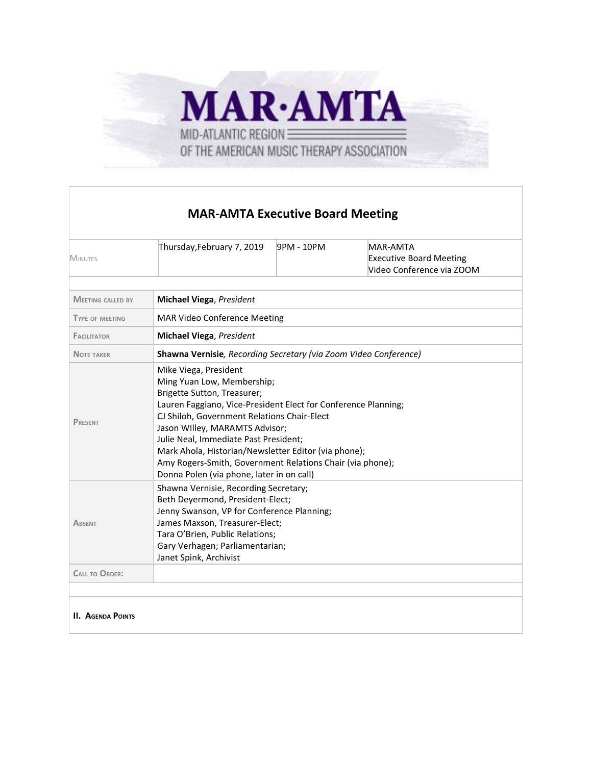MAR·AMTA
MID-ATLANTIC REGION
OF THE AMERICAN MUSIC THERAPY ASSOCIATION

# MAR-AMTA Executive Board Meeting

| MINUTES | Thursday,February 7, 2019 | 9PM - 10PM | MAR-AMTA Executive Board Meeting Video Conference via ZOOM |
|---|---|---|---|

| | |
|---|---|
| MEETING CALLED BY | **Michael Viega**, *President* |
| TYPE OF MEETING | MAR Video Conference Meeting |
| FACILITATOR | **Michael Viega**, *President* |
| NOTE TAKER | **Shawna Vernisie***, Recording Secretary (via Zoom Video Conference)* |
| PRESENT | Mike Viega, President<br>Ming Yuan Low, Membership;<br>Brigette Sutton, Treasurer;<br>Lauren Faggiano, Vice-President Elect for Conference Planning;<br>CJ Shiloh, Government Relations Chair-Elect<br>Jason WIlley, MARAMTS Advisor;<br>Julie Neal, Immediate Past President;<br>Mark Ahola, Historian/Newsletter Editor (via phone);<br>Amy Rogers-Smith, Government Relations Chair (via phone);<br>Donna Polen (via phone, later in on call) |
| ABSENT | Shawna Vernisie, Recording Secretary;<br>Beth Deyermond, President-Elect;<br>Jenny Swanson, VP for Conference Planning;<br>James Maxson, Treasurer-Elect;<br>Tara O'Brien, Public Relations;<br>Gary Verhagen; Parliamentarian;<br>Janet Spink, Archivist |
| CALL TO ORDER: | |

**II. AGENDA POINTS**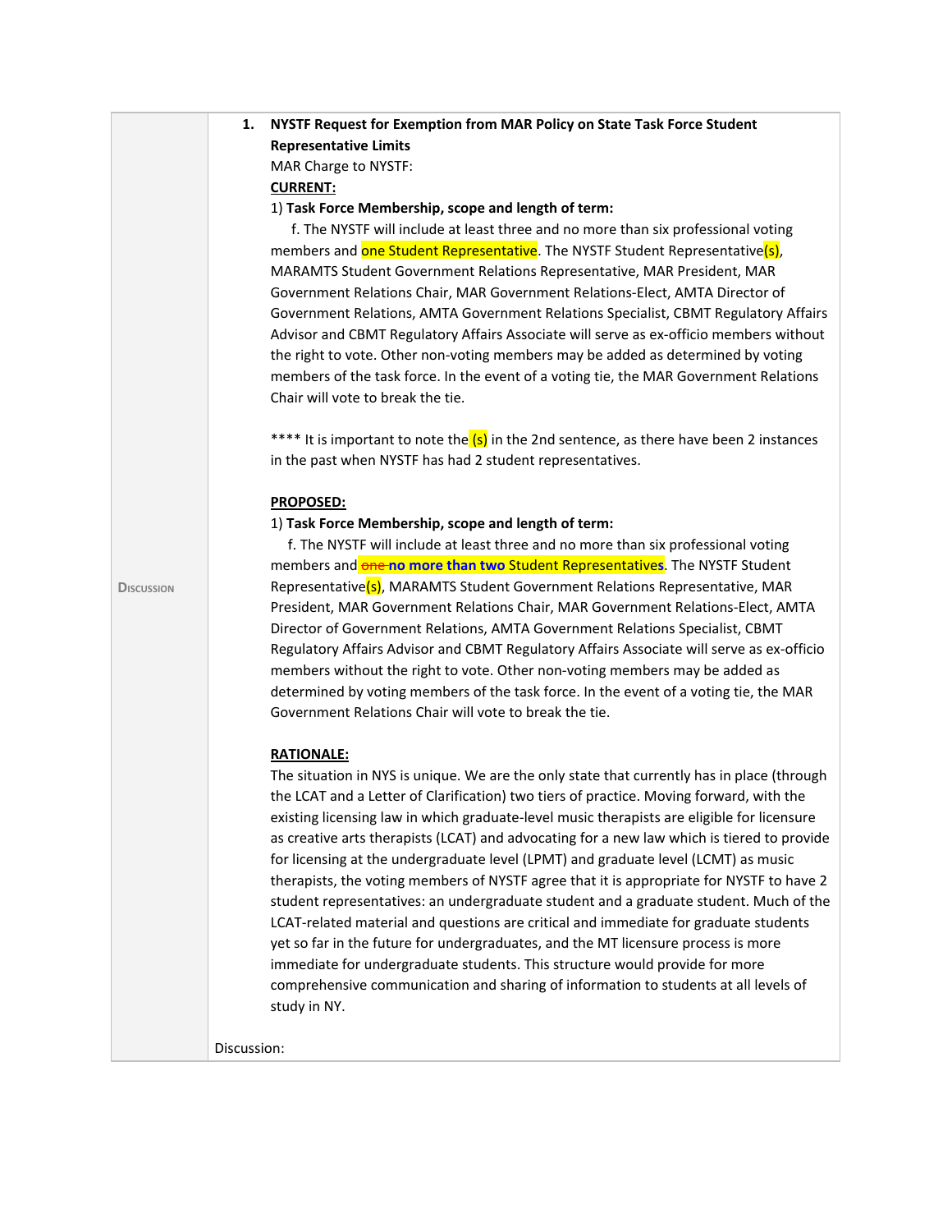| | |
|---|---|
| **Discussion** | **1. NYSTF Request for Exemption from MAR Policy on State Task Force Student Representative Limits**<br>MAR Charge to NYSTF:<br>**CURRENT:**<br>1) **Task Force Membership, scope and length of term:**<br>f. The NYSTF will include at least three and no more than six professional voting members and one Student Representative. The NYSTF Student Representative(s), MARAMTS Student Government Relations Representative, MAR President, MAR Government Relations Chair, MAR Government Relations-Elect, AMTA Director of Government Relations, AMTA Government Relations Specialist, CBMT Regulatory Affairs Advisor and CBMT Regulatory Affairs Associate will serve as ex-officio members without the right to vote. Other non-voting members may be added as determined by voting members of the task force. In the event of a voting tie, the MAR Government Relations Chair will vote to break the tie.<br><br>**** It is important to note the (s) in the 2nd sentence, as there have been 2 instances in the past when NYSTF has had 2 student representatives.<br><br>**PROPOSED:**<br>1) **Task Force Membership, scope and length of term:**<br>f. The NYSTF will include at least three and no more than six professional voting members and ~~one~~ **no more than two** Student Representatives. The NYSTF Student Representative(s), MARAMTS Student Government Relations Representative, MAR President, MAR Government Relations Chair, MAR Government Relations-Elect, AMTA Director of Government Relations, AMTA Government Relations Specialist, CBMT Regulatory Affairs Advisor and CBMT Regulatory Affairs Associate will serve as ex-officio members without the right to vote. Other non-voting members may be added as determined by voting members of the task force. In the event of a voting tie, the MAR Government Relations Chair will vote to break the tie.<br><br>**RATIONALE:**<br>The situation in NYS is unique. We are the only state that currently has in place (through the LCAT and a Letter of Clarification) two tiers of practice. Moving forward, with the existing licensing law in which graduate-level music therapists are eligible for licensure as creative arts therapists (LCAT) and advocating for a new law which is tiered to provide for licensing at the undergraduate level (LPMT) and graduate level (LCMT) as music therapists, the voting members of NYSTF agree that it is appropriate for NYSTF to have 2 student representatives: an undergraduate student and a graduate student. Much of the LCAT-related material and questions are critical and immediate for graduate students yet so far in the future for undergraduates, and the MT licensure process is more immediate for undergraduate students. This structure would provide for more comprehensive communication and sharing of information to students at all levels of study in NY.<br><br>Discussion: |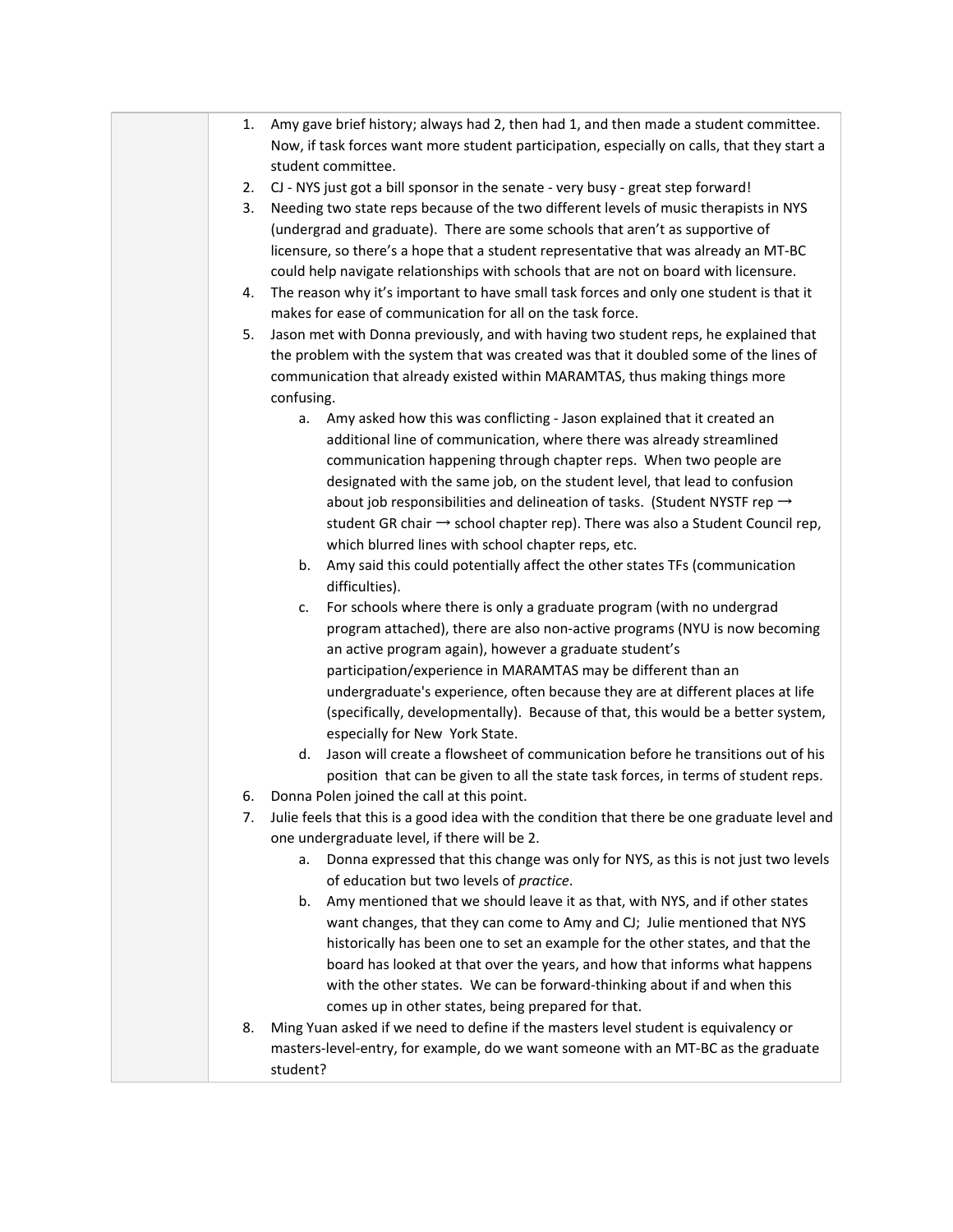1. Amy gave brief history; always had 2, then had 1, and then made a student committee. Now, if task forces want more student participation, especially on calls, that they start a student committee.
2. CJ - NYS just got a bill sponsor in the senate - very busy - great step forward!
3. Needing two state reps because of the two different levels of music therapists in NYS (undergrad and graduate). There are some schools that aren't as supportive of licensure, so there's a hope that a student representative that was already an MT-BC could help navigate relationships with schools that are not on board with licensure.
4. The reason why it's important to have small task forces and only one student is that it makes for ease of communication for all on the task force.
5. Jason met with Donna previously, and with having two student reps, he explained that the problem with the system that was created was that it doubled some of the lines of communication that already existed within MARAMTAS, thus making things more confusing.
    a. Amy asked how this was conflicting - Jason explained that it created an additional line of communication, where there was already streamlined communication happening through chapter reps. When two people are designated with the same job, on the student level, that lead to confusion about job responsibilities and delineation of tasks. (Student NYSTF rep → student GR chair → school chapter rep). There was also a Student Council rep, which blurred lines with school chapter reps, etc.
    b. Amy said this could potentially affect the other states TFs (communication difficulties).
    c. For schools where there is only a graduate program (with no undergrad program attached), there are also non-active programs (NYU is now becoming an active program again), however a graduate student's participation/experience in MARAMTAS may be different than an undergraduate's experience, often because they are at different places at life (specifically, developmentally). Because of that, this would be a better system, especially for New York State.
    d. Jason will create a flowsheet of communication before he transitions out of his position that can be given to all the state task forces, in terms of student reps.
6. Donna Polen joined the call at this point.
7. Julie feels that this is a good idea with the condition that there be one graduate level and one undergraduate level, if there will be 2.
    a. Donna expressed that this change was only for NYS, as this is not just two levels of education but two levels of *practice*.
    b. Amy mentioned that we should leave it as that, with NYS, and if other states want changes, that they can come to Amy and CJ; Julie mentioned that NYS historically has been one to set an example for the other states, and that the board has looked at that over the years, and how that informs what happens with the other states. We can be forward-thinking about if and when this comes up in other states, being prepared for that.
8. Ming Yuan asked if we need to define if the masters level student is equivalency or masters-level-entry, for example, do we want someone with an MT-BC as the graduate student?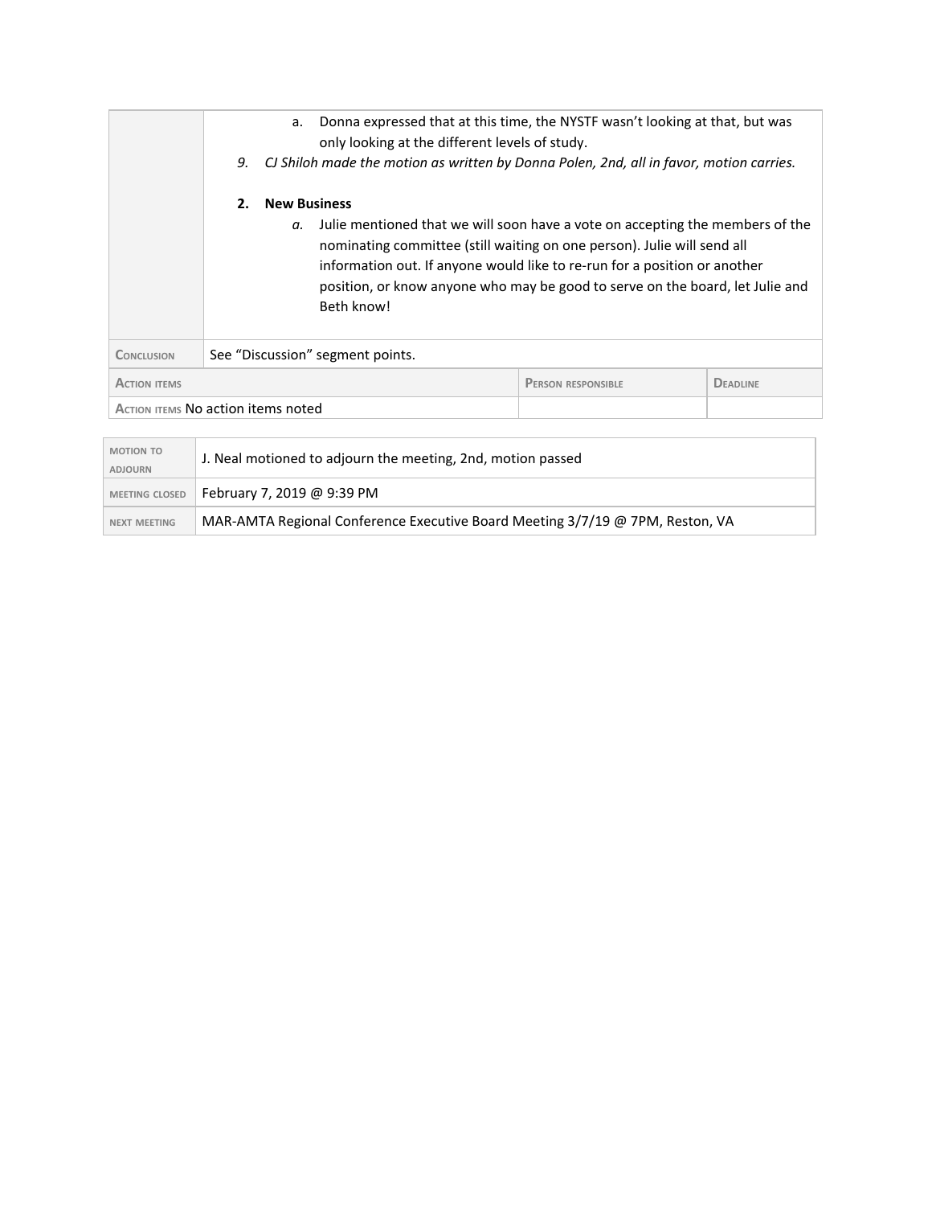| | |
|---|---|
| | a. Donna expressed that at this time, the NYSTF wasn't looking at that, but was only looking at the different levels of study.<br>9. *CJ Shiloh made the motion as written by Donna Polen, 2nd, all in favor, motion carries.*<br><br>**2. New Business**<br>*a.* Julie mentioned that we will soon have a vote on accepting the members of the nominating committee (still waiting on one person). Julie will send all information out. If anyone would like to re-run for a position or another position, or know anyone who may be good to serve on the board, let Julie and Beth know! |
| CONCLUSION | See "Discussion" segment points. |

| ACTION ITEMS | PERSON RESPONSIBLE | DEADLINE |
|---|---|---|
| ACTION ITEMS No action items noted | | |

| | |
|---|---|
| MOTION TO ADJOURN | J. Neal motioned to adjourn the meeting, 2nd, motion passed |
| MEETING CLOSED | February 7, 2019 @ 9:39 PM |
| NEXT MEETING | MAR-AMTA Regional Conference Executive Board Meeting 3/7/19 @ 7PM, Reston, VA |